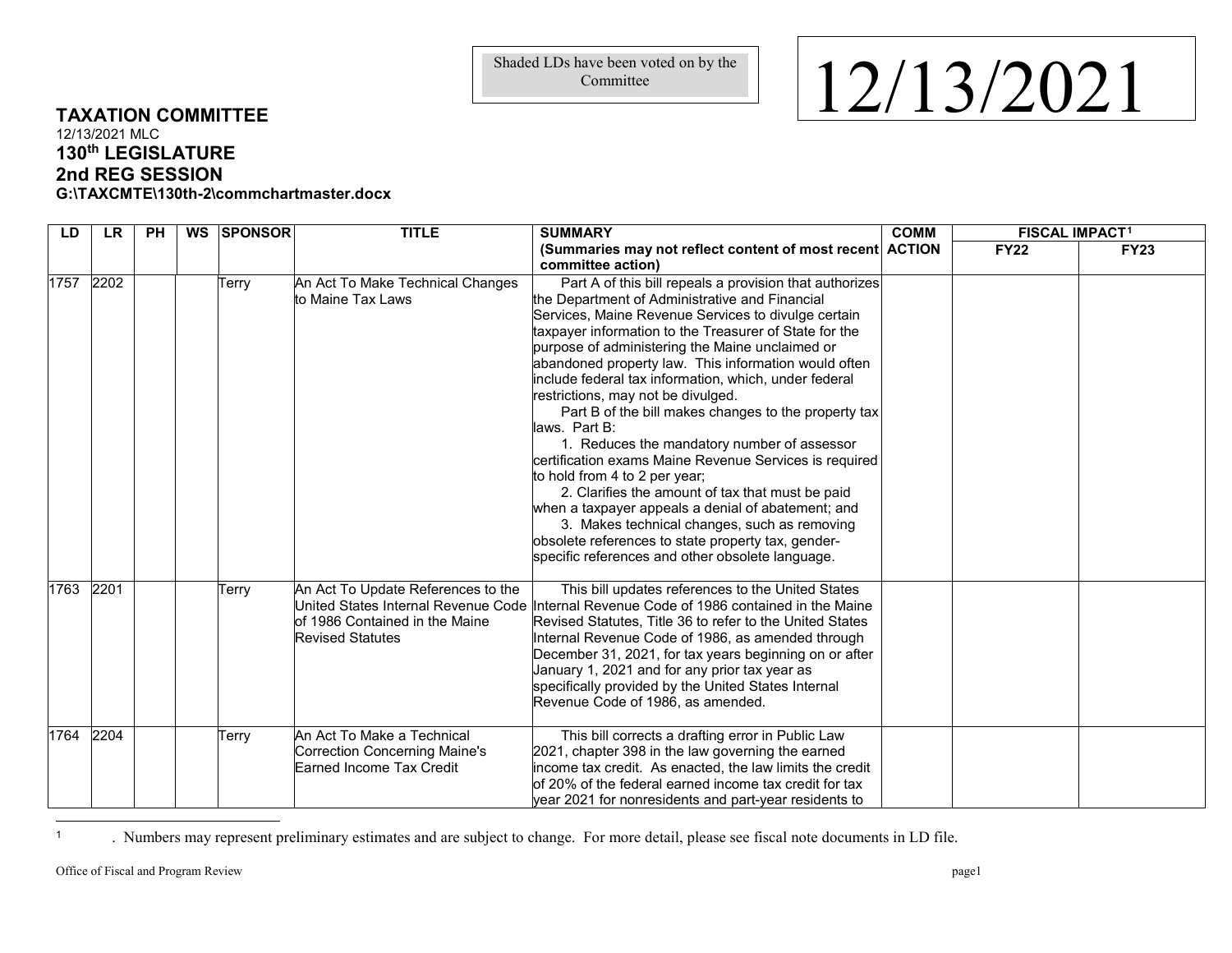Shaded LDs have been voted on by the Committee

12/13/2021

## TAXATION COMMITTEE

12/13/2021 MLC

### 130th LEGISLATURE

### 2nd REG SESSION

**G:\TAXCMTE\130th-2\commchartmaster.docx**

| LD | LR | PH | WS | SPONSOR | TITLE | SUMMARY (Summaries may not reflect content of most recent committee action) | COMM ACTION | FISCAL IMPACT[1] | |
|---|---|---|---|---|---|---|---|---|---|
| | | | | | | | | FY22 | FY23 |
| 1757 | 2202 | | | Terry | An Act To Make Technical Changes to Maine Tax Laws | Part A of this bill repeals a provision that authorizes the Department of Administrative and Financial Services, Maine Revenue Services to divulge certain taxpayer information to the Treasurer of State for the purpose of administering the Maine unclaimed or abandoned property law. This information would often include federal tax information, which, under federal restrictions, may not be divulged.<br>Part B of the bill makes changes to the property tax laws. Part B:<br>1. Reduces the mandatory number of assessor certification exams Maine Revenue Services is required to hold from 4 to 2 per year;<br>2. Clarifies the amount of tax that must be paid when a taxpayer appeals a denial of abatement; and<br>3. Makes technical changes, such as removing obsolete references to state property tax, gender-specific references and other obsolete language. | | | |
| 1763 | 2201 | | | Terry | An Act To Update References to the United States Internal Revenue Code of 1986 Contained in the Maine Revised Statutes | This bill updates references to the United States Internal Revenue Code of 1986 contained in the Maine Revised Statutes, Title 36 to refer to the United States Internal Revenue Code of 1986, as amended through December 31, 2021, for tax years beginning on or after January 1, 2021 and for any prior tax year as specifically provided by the United States Internal Revenue Code of 1986, as amended. | | | |
| 1764 | 2204 | | | Terry | An Act To Make a Technical Correction Concerning Maine's Earned Income Tax Credit | This bill corrects a drafting error in Public Law 2021, chapter 398 in the law governing the earned income tax credit. As enacted, the law limits the credit of 20% of the federal earned income tax credit for tax year 2021 for nonresidents and part-year residents to | | | |

[1] . Numbers may represent preliminary estimates and are subject to change. For more detail, please see fiscal note documents in LD file.

Office of Fiscal and Program Review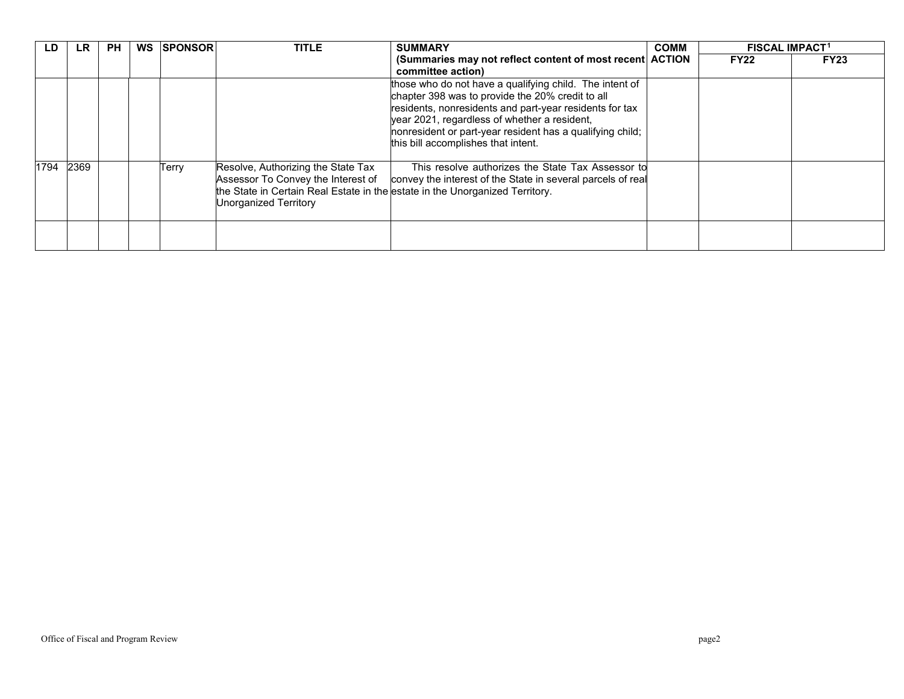| LD | LR | PH | WS | SPONSOR | TITLE | SUMMARY (Summaries may not reflect content of most recent committee action) | COMM ACTION | FISCAL IMPACT[1] | |
|---|---|---|---|---|---|---|---|---|---|
| | | | | | | | | FY22 | FY23 |
| | | | | | | those who do not have a qualifying child. The intent of chapter 398 was to provide the 20% credit to all residents, nonresidents and part-year residents for tax year 2021, regardless of whether a resident, nonresident or part-year resident has a qualifying child; this bill accomplishes that intent. | | | |
| 1794 | 2369 | | | Terry | Resolve, Authorizing the State Tax Assessor To Convey the Interest of the State in Certain Real Estate in the Unorganized Territory | This resolve authorizes the State Tax Assessor to convey the interest of the State in several parcels of real estate in the Unorganized Territory. | | | |
| | | | | | | | | | |

Office of Fiscal and Program Review